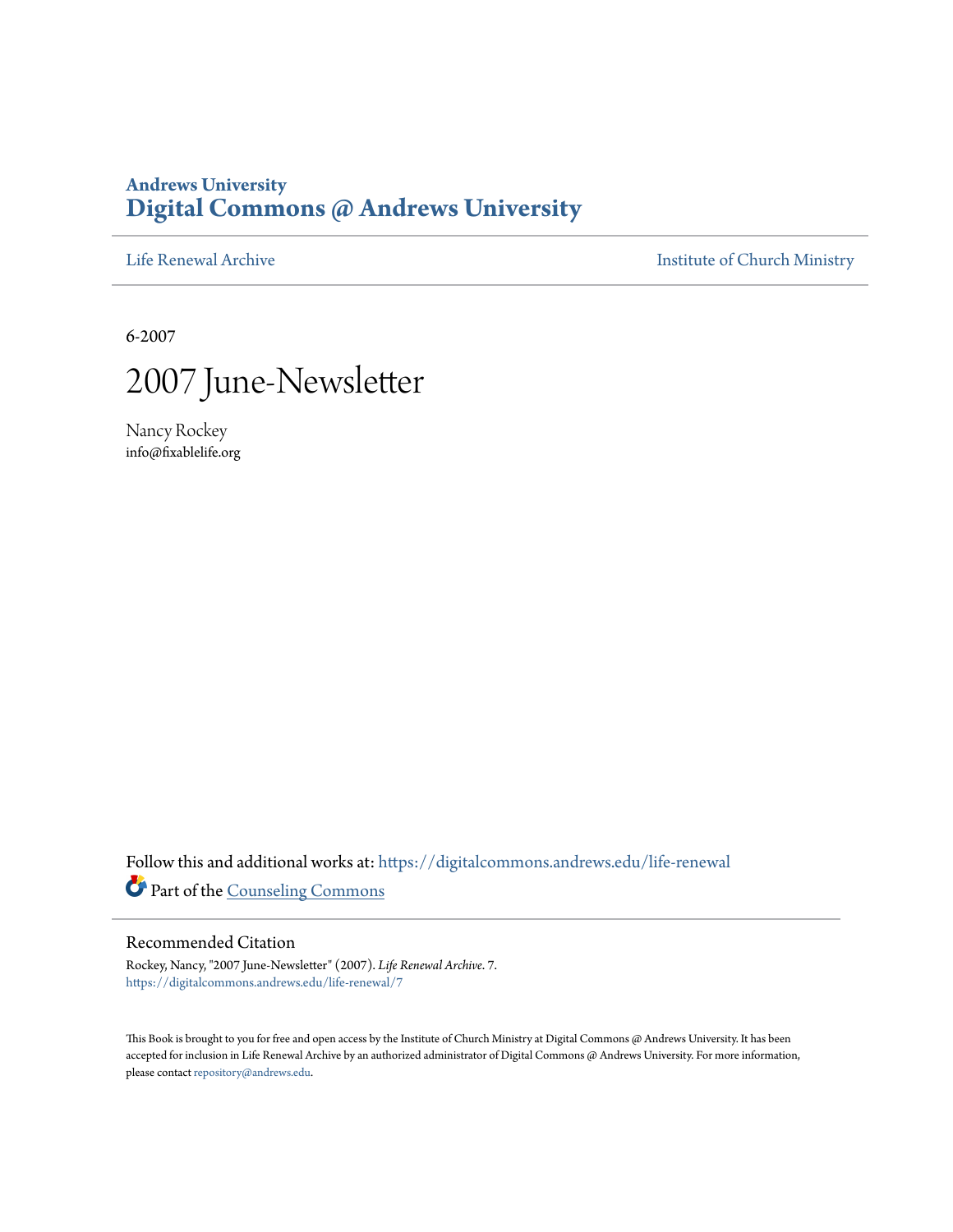Andrews University
# Digital Commons @ Andrews University

Life Renewal Archive | Institute of Church Ministry

6-2007

# 2007 June-Newsletter

Nancy Rockey
info@fixablelife.org

Follow this and additional works at: https://digitalcommons.andrews.edu/life-renewal

Part of the Counseling Commons

## Recommended Citation

Rockey, Nancy, "2007 June-Newsletter" (2007). *Life Renewal Archive*. 7.
https://digitalcommons.andrews.edu/life-renewal/7

This Book is brought to you for free and open access by the Institute of Church Ministry at Digital Commons @ Andrews University. It has been accepted for inclusion in Life Renewal Archive by an authorized administrator of Digital Commons @ Andrews University. For more information, please contact repository@andrews.edu.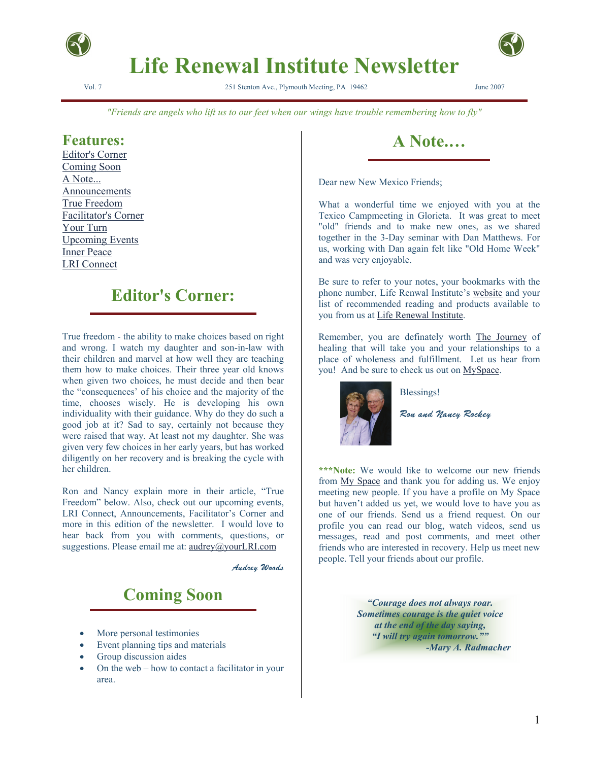# Life Renewal Institute Newsletter

Vol. 7 251 Stenton Ave., Plymouth Meeting, PA 19462 June 2007

*"Friends are angels who lift us to our feet when our wings have trouble remembering how to fly"*

## Features:

Editor's Corner
Coming Soon
A Note...
Announcements
True Freedom
Facilitator's Corner
Your Turn
Upcoming Events
Inner Peace
LRI Connect

## Editor's Corner:

True freedom - the ability to make choices based on right and wrong. I watch my daughter and son-in-law with their children and marvel at how well they are teaching them how to make choices. Their three year old knows when given two choices, he must decide and then bear the "consequences' of his choice and the majority of the time, chooses wisely. He is developing his own individuality with their guidance. Why do they do such a good job at it? Sad to say, certainly not because they were raised that way. At least not my daughter. She was given very few choices in her early years, but has worked diligently on her recovery and is breaking the cycle with her children.

Ron and Nancy explain more in their article, "True Freedom" below. Also, check out our upcoming events, LRI Connect, Announcements, Facilitator's Corner and more in this edition of the newsletter. I would love to hear back from you with comments, questions, or suggestions. Please email me at: audrey@yourLRI.com

*Audrey Woods*

## Coming Soon

- More personal testimonies
- Event planning tips and materials
- Group discussion aides
- On the web – how to contact a facilitator in your area.

## A Note....

Dear new New Mexico Friends;

What a wonderful time we enjoyed with you at the Texico Campmeeting in Glorieta. It was great to meet "old" friends and to make new ones, as we shared together in the 3-Day seminar with Dan Matthews. For us, working with Dan again felt like "Old Home Week" and was very enjoyable.

Be sure to refer to your notes, your bookmarks with the phone number, Life Renwal Institute's website and your list of recommended reading and products available to you from us at Life Renewal Institute.

Remember, you are definately worth The Journey of healing that will take you and your relationships to a place of wholeness and fulfillment. Let us hear from you! And be sure to check us out on MySpace.

Blessings!

*Ron and Nancy Rockey*

**\*\*\*Note:** We would like to welcome our new friends from My Space and thank you for adding us. We enjoy meeting new people. If you have a profile on My Space but haven't added us yet, we would love to have you as one of our friends. Send us a friend request. On our profile you can read our blog, watch videos, send us messages, read and post comments, and meet other friends who are interested in recovery. Help us meet new people. Tell your friends about our profile.

***"Courage does not always roar.
Sometimes courage is the quiet voice
at the end of the day saying,
"I will try again tomorrow.""
-Mary A. Radmacher***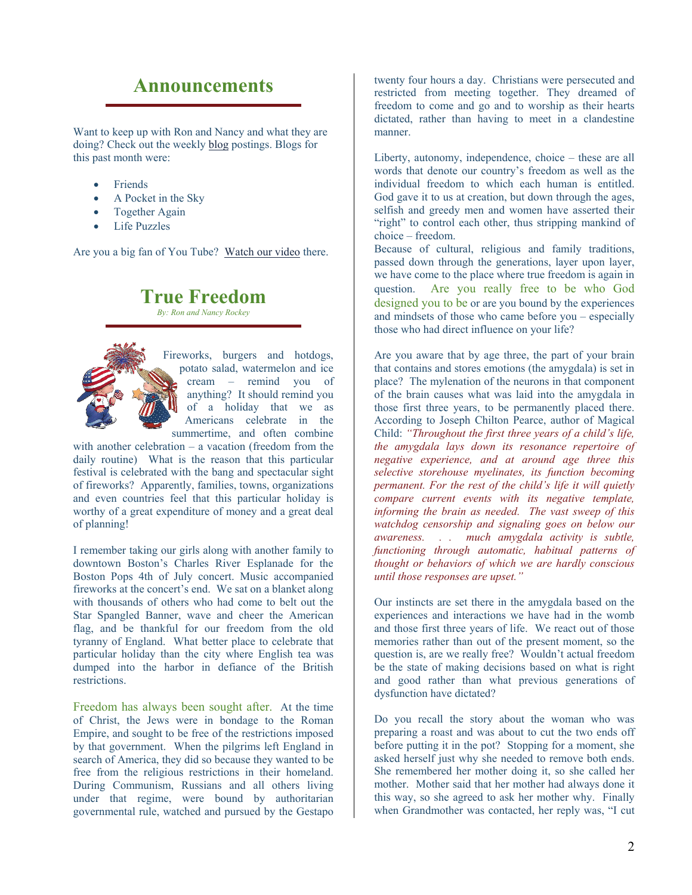## Announcements

Want to keep up with Ron and Nancy and what they are doing? Check out the weekly blog postings. Blogs for this past month were:

- Friends
- A Pocket in the Sky
- Together Again
- Life Puzzles

Are you a big fan of You Tube? Watch our video there.

## True Freedom

*By: Ron and Nancy Rockey*

Fireworks, burgers and hotdogs, potato salad, watermelon and ice cream – remind you of anything? It should remind you of a holiday that we as Americans celebrate in the summertime, and often combine with another celebration – a vacation (freedom from the daily routine) What is the reason that this particular festival is celebrated with the bang and spectacular sight of fireworks? Apparently, families, towns, organizations and even countries feel that this particular holiday is worthy of a great expenditure of money and a great deal of planning!

I remember taking our girls along with another family to downtown Boston's Charles River Esplanade for the Boston Pops 4th of July concert. Music accompanied fireworks at the concert's end. We sat on a blanket along with thousands of others who had come to belt out the Star Spangled Banner, wave and cheer the American flag, and be thankful for our freedom from the old tyranny of England. What better place to celebrate that particular holiday than the city where English tea was dumped into the harbor in defiance of the British restrictions.

Freedom has always been sought after. At the time of Christ, the Jews were in bondage to the Roman Empire, and sought to be free of the restrictions imposed by that government. When the pilgrims left England in search of America, they did so because they wanted to be free from the religious restrictions in their homeland. During Communism, Russians and all others living under that regime, were bound by authoritarian governmental rule, watched and pursued by the Gestapo twenty four hours a day. Christians were persecuted and restricted from meeting together. They dreamed of freedom to come and go and to worship as their hearts dictated, rather than having to meet in a clandestine manner.

Liberty, autonomy, independence, choice – these are all words that denote our country's freedom as well as the individual freedom to which each human is entitled. God gave it to us at creation, but down through the ages, selfish and greedy men and women have asserted their "right" to control each other, thus stripping mankind of choice – freedom.

Because of cultural, religious and family traditions, passed down through the generations, layer upon layer, we have come to the place where true freedom is again in question. Are you really free to be who God designed you to be or are you bound by the experiences and mindsets of those who came before you – especially those who had direct influence on your life?

Are you aware that by age three, the part of your brain that contains and stores emotions (the amygdala) is set in place? The mylenation of the neurons in that component of the brain causes what was laid into the amygdala in those first three years, to be permanently placed there. According to Joseph Chilton Pearce, author of Magical Child: *"Throughout the first three years of a child's life, the amygdala lays down its resonance repertoire of negative experience, and at around age three this selective storehouse myelinates, its function becoming permanent. For the rest of the child's life it will quietly compare current events with its negative template, informing the brain as needed. The vast sweep of this watchdog censorship and signaling goes on below our awareness. . . much amygdala activity is subtle, functioning through automatic, habitual patterns of thought or behaviors of which we are hardly conscious until those responses are upset."*

Our instincts are set there in the amygdala based on the experiences and interactions we have had in the womb and those first three years of life. We react out of those memories rather than out of the present moment, so the question is, are we really free? Wouldn't actual freedom be the state of making decisions based on what is right and good rather than what previous generations of dysfunction have dictated?

Do you recall the story about the woman who was preparing a roast and was about to cut the two ends off before putting it in the pot? Stopping for a moment, she asked herself just why she needed to remove both ends. She remembered her mother doing it, so she called her mother. Mother said that her mother had always done it this way, so she agreed to ask her mother why. Finally when Grandmother was contacted, her reply was, "I cut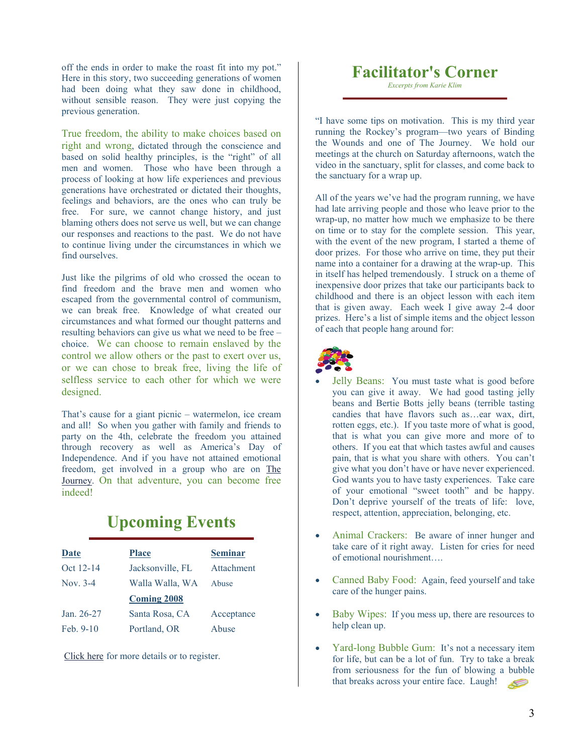off the ends in order to make the roast fit into my pot." Here in this story, two succeeding generations of women had been doing what they saw done in childhood, without sensible reason. They were just copying the previous generation.

True freedom, the ability to make choices based on right and wrong, dictated through the conscience and based on solid healthy principles, is the "right" of all men and women. Those who have been through a process of looking at how life experiences and previous generations have orchestrated or dictated their thoughts, feelings and behaviors, are the ones who can truly be free. For sure, we cannot change history, and just blaming others does not serve us well, but we can change our responses and reactions to the past. We do not have to continue living under the circumstances in which we find ourselves.

Just like the pilgrims of old who crossed the ocean to find freedom and the brave men and women who escaped from the governmental control of communism, we can break free. Knowledge of what created our circumstances and what formed our thought patterns and resulting behaviors can give us what we need to be free – choice. We can choose to remain enslaved by the control we allow others or the past to exert over us, or we can chose to break free, living the life of selfless service to each other for which we were designed.

That's cause for a giant picnic – watermelon, ice cream and all! So when you gather with family and friends to party on the 4th, celebrate the freedom you attained through recovery as well as America's Day of Independence. And if you have not attained emotional freedom, get involved in a group who are on The Journey. On that adventure, you can become free indeed!

## Upcoming Events

| Date | Place | Seminar |
|---|---|---|
| Oct 12-14 | Jacksonville, FL | Attachment |
| Nov. 3-4 | Walla Walla, WA | Abuse |
| | **Coming 2008** | |
| Jan. 26-27 | Santa Rosa, CA | Acceptance |
| Feb. 9-10 | Portland, OR | Abuse |

Click here for more details or to register.

## Facilitator's Corner

*Excerpts from Karie Klim*

"I have some tips on motivation. This is my third year running the Rockey's program—two years of Binding the Wounds and one of The Journey. We hold our meetings at the church on Saturday afternoons, watch the video in the sanctuary, split for classes, and come back to the sanctuary for a wrap up.

All of the years we've had the program running, we have had late arriving people and those who leave prior to the wrap-up, no matter how much we emphasize to be there on time or to stay for the complete session. This year, with the event of the new program, I started a theme of door prizes. For those who arrive on time, they put their name into a container for a drawing at the wrap-up. This in itself has helped tremendously. I struck on a theme of inexpensive door prizes that take our participants back to childhood and there is an object lesson with each item that is given away. Each week I give away 2-4 door prizes. Here's a list of simple items and the object lesson of each that people hang around for:

- Jelly Beans: You must taste what is good before you can give it away. We had good tasting jelly beans and Bertie Botts jelly beans (terrible tasting candies that have flavors such as…ear wax, dirt, rotten eggs, etc.). If you taste more of what is good, that is what you can give more and more of to others. If you eat that which tastes awful and causes pain, that is what you share with others. You can't give what you don't have or have never experienced. God wants you to have tasty experiences. Take care of your emotional "sweet tooth" and be happy. Don't deprive yourself of the treats of life: love, respect, attention, appreciation, belonging, etc.
- Animal Crackers: Be aware of inner hunger and take care of it right away. Listen for cries for need of emotional nourishment….
- Canned Baby Food: Again, feed yourself and take care of the hunger pains.
- Baby Wipes: If you mess up, there are resources to help clean up.
- Yard-long Bubble Gum: It's not a necessary item for life, but can be a lot of fun. Try to take a break from seriousness for the fun of blowing a bubble that breaks across your entire face. Laugh!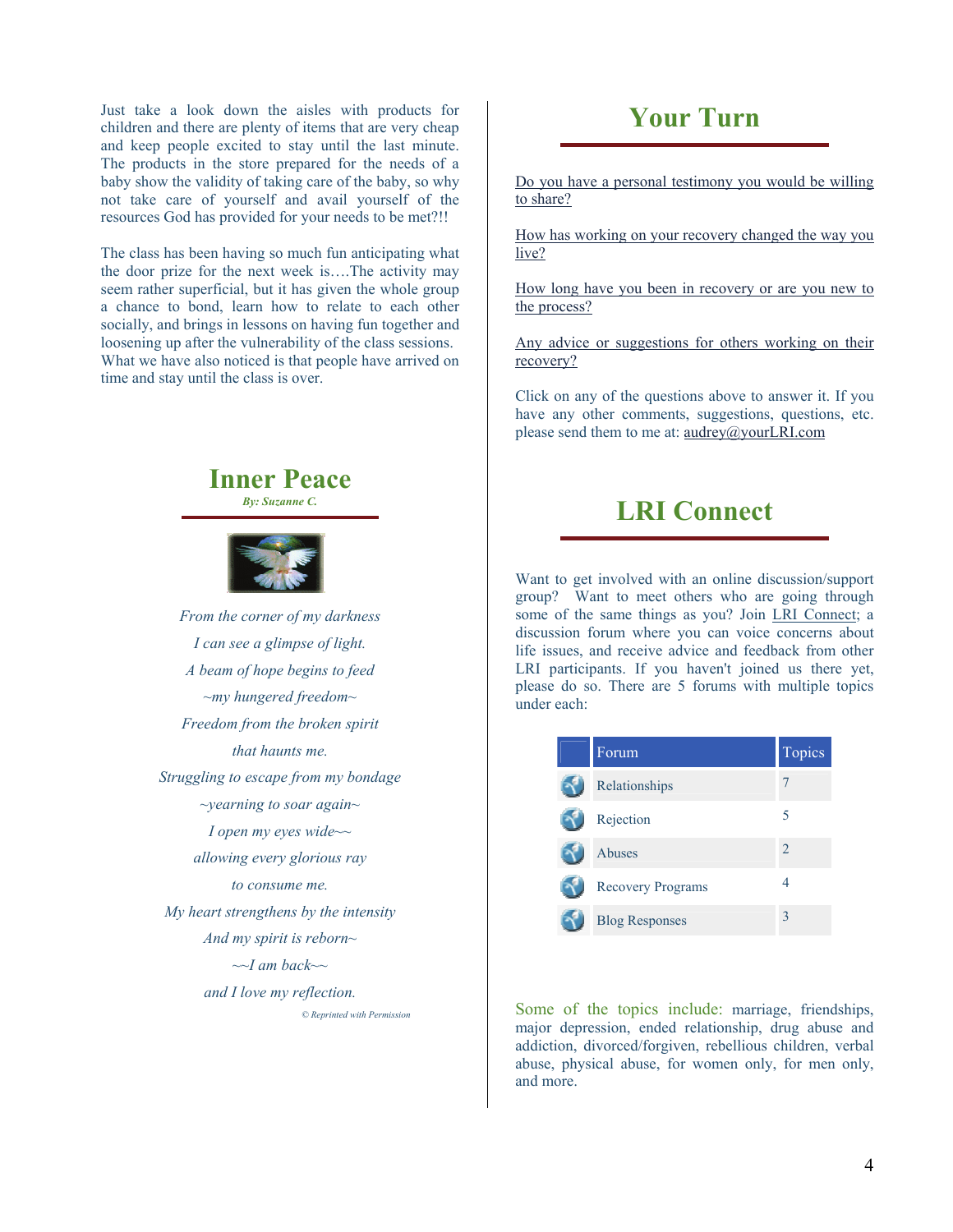Just take a look down the aisles with products for children and there are plenty of items that are very cheap and keep people excited to stay until the last minute. The products in the store prepared for the needs of a baby show the validity of taking care of the baby, so why not take care of yourself and avail yourself of the resources God has provided for your needs to be met?!!

The class has been having so much fun anticipating what the door prize for the next week is….The activity may seem rather superficial, but it has given the whole group a chance to bond, learn how to relate to each other socially, and brings in lessons on having fun together and loosening up after the vulnerability of the class sessions. What we have also noticed is that people have arrived on time and stay until the class is over.

## Inner Peace

*By: Suzanne C.*

*From the corner of my darkness*

*I can see a glimpse of light.*

*A beam of hope begins to feed*

*~my hungered freedom~*

*Freedom from the broken spirit*

*that haunts me.*

*Struggling to escape from my bondage*

*~yearning to soar again~*

*I open my eyes wide~~*

*allowing every glorious ray*

*to consume me.*

*My heart strengthens by the intensity*

*And my spirit is reborn~*

*~~I am back~~*

*and I love my reflection.*

*© Reprinted with Permission*

## Your Turn

Do you have a personal testimony you would be willing to share?

How has working on your recovery changed the way you live?

How long have you been in recovery or are you new to the process?

Any advice or suggestions for others working on their recovery?

Click on any of the questions above to answer it. If you have any other comments, suggestions, questions, etc. please send them to me at: audrey@yourLRI.com

## LRI Connect

Want to get involved with an online discussion/support group? Want to meet others who are going through some of the same things as you? Join LRI Connect; a discussion forum where you can voice concerns about life issues, and receive advice and feedback from other LRI participants. If you haven't joined us there yet, please do so. There are 5 forums with multiple topics under each:

| Forum | Topics |
|---|---|
| Relationships | 7 |
| Rejection | 5 |
| Abuses | 2 |
| Recovery Programs | 4 |
| Blog Responses | 3 |

Some of the topics include: marriage, friendships, major depression, ended relationship, drug abuse and addiction, divorced/forgiven, rebellious children, verbal abuse, physical abuse, for women only, for men only, and more.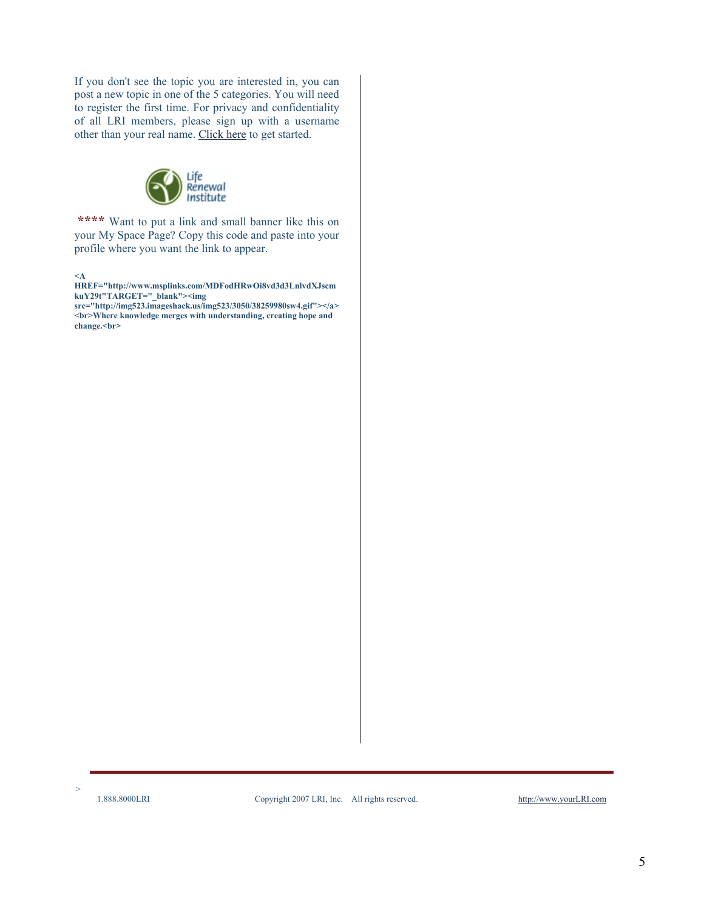If you don't see the topic you are interested in, you can post a new topic in one of the 5 categories. You will need to register the first time. For privacy and confidentiality of all LRI members, please sign up with a username other than your real name. Click here to get started.

Life Renewal Institute

**** Want to put a link and small banner like this on your My Space Page? Copy this code and paste into your profile where you want the link to appear.

```
<A
HREF="http://www.msplinks.com/MDFodHRwOi8vd3d3LnlvdXJscmkuY29t"TARGET="_blank"><img
src="http://img523.imageshack.us/img523/3050/38259980sw4.gif"></a>
<br>Where knowledge merges with understanding, creating hope and
change.<br>
```

1.888.8000LRI Copyright 2007 LRI, Inc. All rights reserved. http://www.yourLRI.com